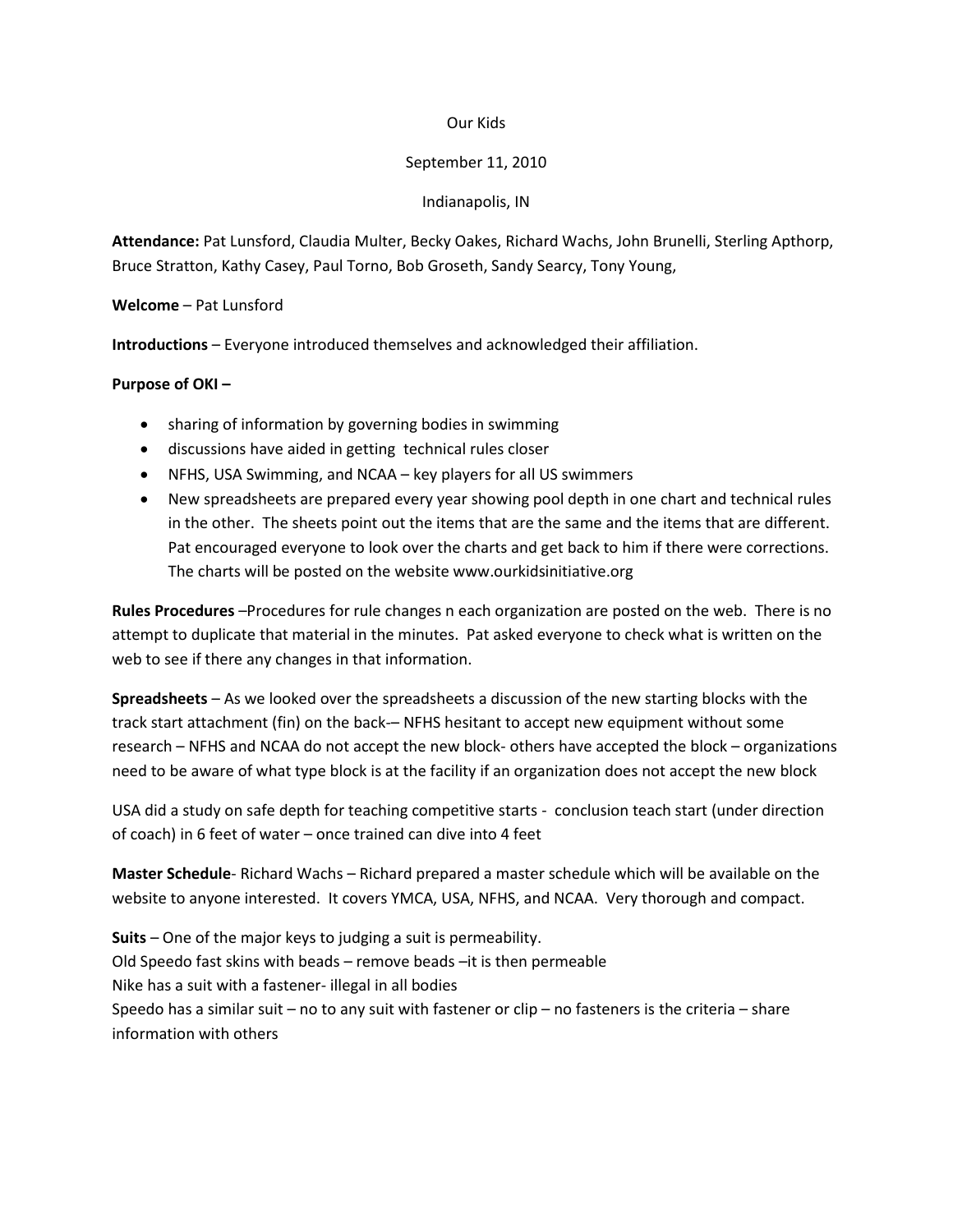Our Kids

September 11, 2010

Indianapolis, IN

**Attendance:** Pat Lunsford, Claudia Multer, Becky Oakes, Richard Wachs, John Brunelli, Sterling Apthorp, Bruce Stratton, Kathy Casey, Paul Torno, Bob Groseth, Sandy Searcy, Tony Young,

**Welcome** – Pat Lunsford

**Introductions** – Everyone introduced themselves and acknowledged their affiliation.

**Purpose of OKI –**

- sharing of information by governing bodies in swimming
- discussions have aided in getting technical rules closer
- NFHS, USA Swimming, and NCAA – key players for all US swimmers
- New spreadsheets are prepared every year showing pool depth in one chart and technical rules in the other. The sheets point out the items that are the same and the items that are different. Pat encouraged everyone to look over the charts and get back to him if there were corrections. The charts will be posted on the website www.ourkidsinitiative.org

**Rules Procedures** –Procedures for rule changes n each organization are posted on the web. There is no attempt to duplicate that material in the minutes. Pat asked everyone to check what is written on the web to see if there any changes in that information.

**Spreadsheets** – As we looked over the spreadsheets a discussion of the new starting blocks with the track start attachment (fin) on the back-– NFHS hesitant to accept new equipment without some research – NFHS and NCAA do not accept the new block- others have accepted the block – organizations need to be aware of what type block is at the facility if an organization does not accept the new block

USA did a study on safe depth for teaching competitive starts - conclusion teach start (under direction of coach) in 6 feet of water – once trained can dive into 4 feet

**Master Schedule**- Richard Wachs – Richard prepared a master schedule which will be available on the website to anyone interested. It covers YMCA, USA, NFHS, and NCAA. Very thorough and compact.

**Suits** – One of the major keys to judging a suit is permeability.
Old Speedo fast skins with beads – remove beads –it is then permeable
Nike has a suit with a fastener- illegal in all bodies
Speedo has a similar suit – no to any suit with fastener or clip – no fasteners is the criteria – share information with others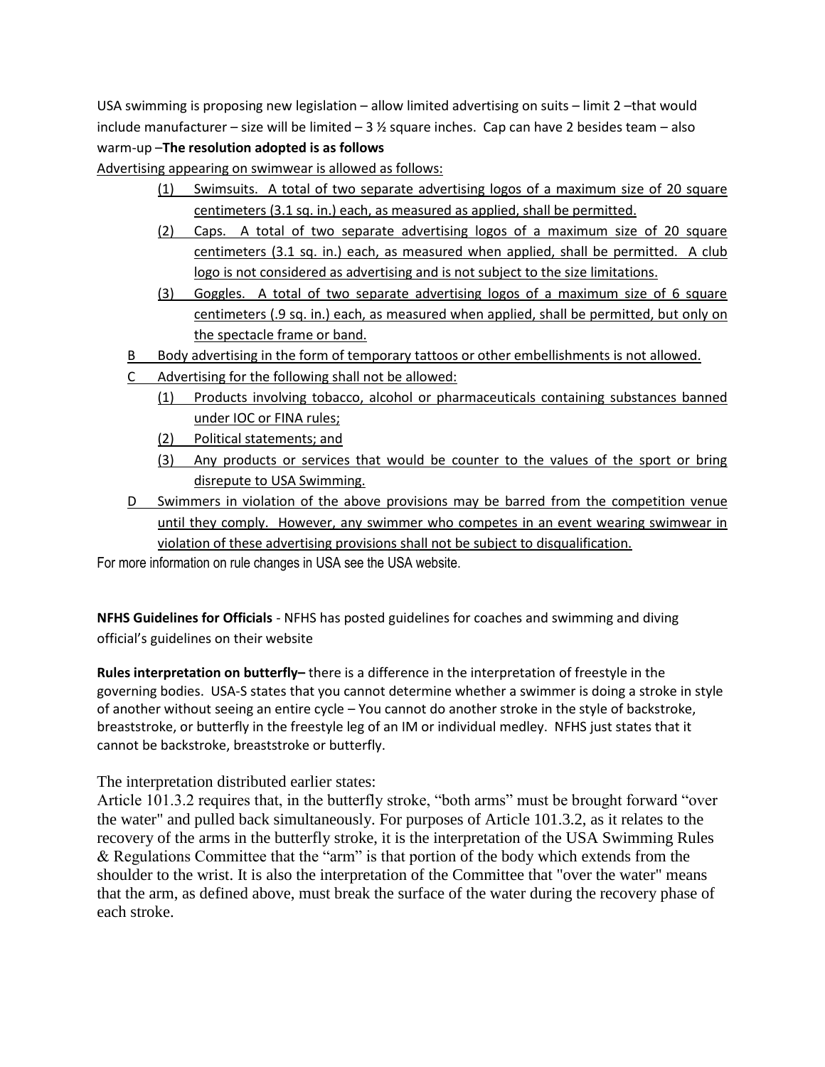USA swimming is proposing new legislation – allow limited advertising on suits – limit 2 –that would include manufacturer – size will be limited – 3 ½ square inches. Cap can have 2 besides team – also warm-up –**The resolution adopted is as follows**

<u>Advertising appearing on swimwear is allowed as follows:</u>

- <u>(1) Swimsuits. A total of two separate advertising logos of a maximum size of 20 square centimeters (3.1 sq. in.) each, as measured as applied, shall be permitted.</u>
- <u>(2) Caps. A total of two separate advertising logos of a maximum size of 20 square centimeters (3.1 sq. in.) each, as measured when applied, shall be permitted. A club logo is not considered as advertising and is not subject to the size limitations.</u>
- <u>(3) Goggles. A total of two separate advertising logos of a maximum size of 6 square centimeters (.9 sq. in.) each, as measured when applied, shall be permitted, but only on the spectacle frame or band.</u>

<u>B Body advertising in the form of temporary tattoos or other embellishments is not allowed.</u>

<u>C Advertising for the following shall not be allowed:</u>

- <u>(1) Products involving tobacco, alcohol or pharmaceuticals containing substances banned under IOC or FINA rules;</u>
- <u>(2) Political statements; and</u>
- <u>(3) Any products or services that would be counter to the values of the sport or bring disrepute to USA Swimming.</u>

<u>D Swimmers in violation of the above provisions may be barred from the competition venue until they comply. However, any swimmer who competes in an event wearing swimwear in violation of these advertising provisions shall not be subject to disqualification.</u>

For more information on rule changes in USA see the USA website.

**NFHS Guidelines for Officials** - NFHS has posted guidelines for coaches and swimming and diving official's guidelines on their website

**Rules interpretation on butterfly–** there is a difference in the interpretation of freestyle in the governing bodies. USA-S states that you cannot determine whether a swimmer is doing a stroke in style of another without seeing an entire cycle – You cannot do another stroke in the style of backstroke, breaststroke, or butterfly in the freestyle leg of an IM or individual medley. NFHS just states that it cannot be backstroke, breaststroke or butterfly.

The interpretation distributed earlier states:

Article 101.3.2 requires that, in the butterfly stroke, "both arms" must be brought forward "over the water" and pulled back simultaneously. For purposes of Article 101.3.2, as it relates to the recovery of the arms in the butterfly stroke, it is the interpretation of the USA Swimming Rules & Regulations Committee that the "arm" is that portion of the body which extends from the shoulder to the wrist. It is also the interpretation of the Committee that "over the water" means that the arm, as defined above, must break the surface of the water during the recovery phase of each stroke.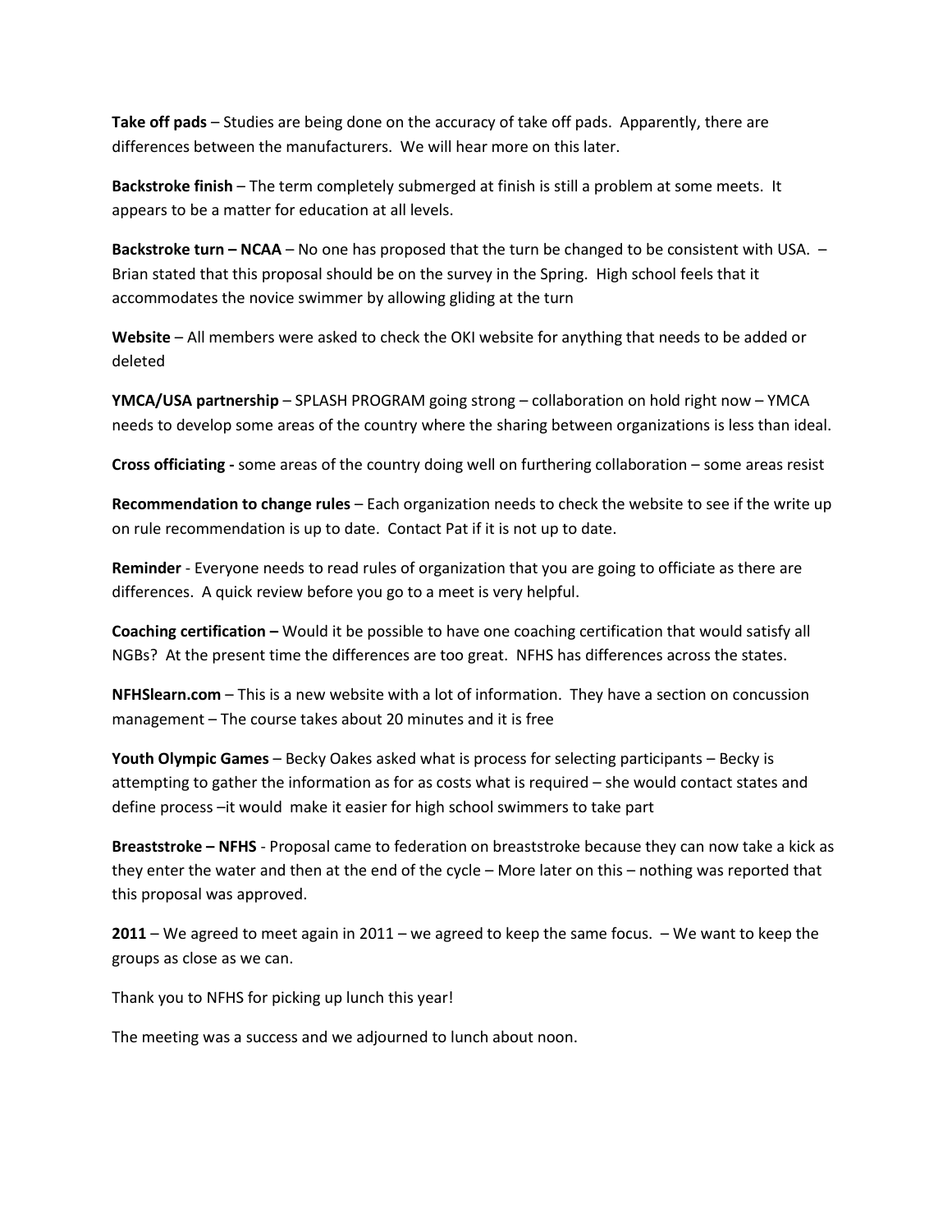**Take off pads** – Studies are being done on the accuracy of take off pads. Apparently, there are differences between the manufacturers. We will hear more on this later.

**Backstroke finish** – The term completely submerged at finish is still a problem at some meets. It appears to be a matter for education at all levels.

**Backstroke turn – NCAA** – No one has proposed that the turn be changed to be consistent with USA. – Brian stated that this proposal should be on the survey in the Spring. High school feels that it accommodates the novice swimmer by allowing gliding at the turn

**Website** – All members were asked to check the OKI website for anything that needs to be added or deleted

**YMCA/USA partnership** – SPLASH PROGRAM going strong – collaboration on hold right now – YMCA needs to develop some areas of the country where the sharing between organizations is less than ideal.

**Cross officiating -** some areas of the country doing well on furthering collaboration – some areas resist

**Recommendation to change rules** – Each organization needs to check the website to see if the write up on rule recommendation is up to date. Contact Pat if it is not up to date.

**Reminder** - Everyone needs to read rules of organization that you are going to officiate as there are differences. A quick review before you go to a meet is very helpful.

**Coaching certification –** Would it be possible to have one coaching certification that would satisfy all NGBs? At the present time the differences are too great. NFHS has differences across the states.

**NFHSlearn.com** – This is a new website with a lot of information. They have a section on concussion management – The course takes about 20 minutes and it is free

**Youth Olympic Games** – Becky Oakes asked what is process for selecting participants – Becky is attempting to gather the information as for as costs what is required – she would contact states and define process –it would make it easier for high school swimmers to take part

**Breaststroke – NFHS** - Proposal came to federation on breaststroke because they can now take a kick as they enter the water and then at the end of the cycle – More later on this – nothing was reported that this proposal was approved.

**2011** – We agreed to meet again in 2011 – we agreed to keep the same focus. – We want to keep the groups as close as we can.

Thank you to NFHS for picking up lunch this year!

The meeting was a success and we adjourned to lunch about noon.